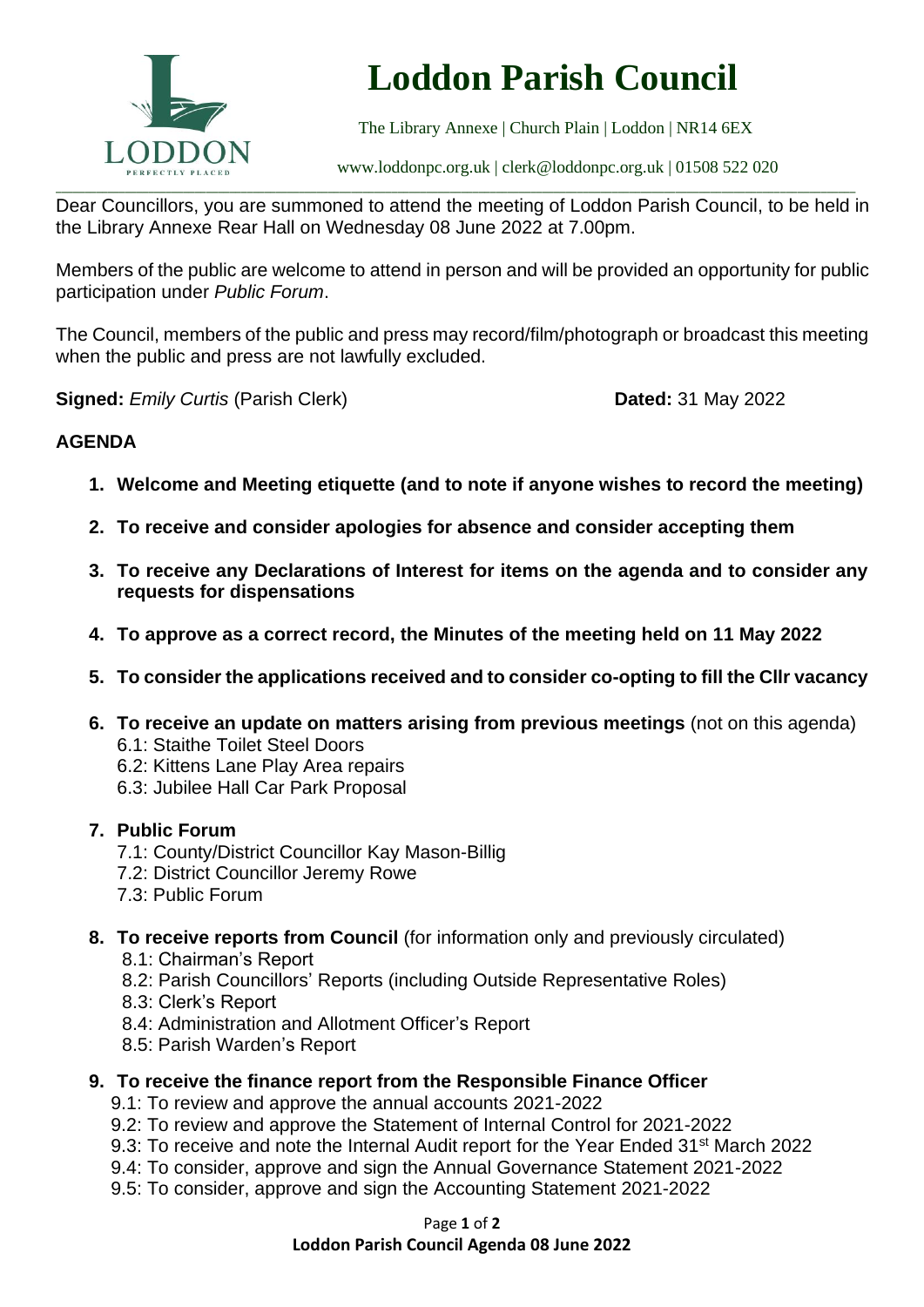# Loddon Parish Council

The Library Annexe | Church Plain | Loddon | NR14 6EX

www.loddonpc.org.uk | clerk@loddonpc.org.uk | 01508 522 020

---

Dear Councillors, you are summoned to attend the meeting of Loddon Parish Council, to be held in the Library Annexe Rear Hall on Wednesday 08 June 2022 at 7.00pm.

Members of the public are welcome to attend in person and will be provided an opportunity for public participation under *Public Forum*.

The Council, members of the public and press may record/film/photograph or broadcast this meeting when the public and press are not lawfully excluded.

**Signed:** *Emily Curtis* (Parish Clerk) **Dated:** 31 May 2022

## AGENDA

1. **Welcome and Meeting etiquette (and to note if anyone wishes to record the meeting)**
2. **To receive and consider apologies for absence and consider accepting them**
3. **To receive any Declarations of Interest for items on the agenda and to consider any requests for dispensations**
4. **To approve as a correct record, the Minutes of the meeting held on 11 May 2022**
5. **To consider the applications received and to consider co-opting to fill the Cllr vacancy**
6. **To receive an update on matters arising from previous meetings** (not on this agenda)
   - 6.1: Staithe Toilet Steel Doors
   - 6.2: Kittens Lane Play Area repairs
   - 6.3: Jubilee Hall Car Park Proposal
7. **Public Forum**
   - 7.1: County/District Councillor Kay Mason-Billig
   - 7.2: District Councillor Jeremy Rowe
   - 7.3: Public Forum
8. **To receive reports from Council** (for information only and previously circulated)
   - 8.1: Chairman's Report
   - 8.2: Parish Councillors' Reports (including Outside Representative Roles)
   - 8.3: Clerk's Report
   - 8.4: Administration and Allotment Officer's Report
   - 8.5: Parish Warden's Report
9. **To receive the finance report from the Responsible Finance Officer**
   - 9.1: To review and approve the annual accounts 2021-2022
   - 9.2: To review and approve the Statement of Internal Control for 2021-2022
   - 9.3: To receive and note the Internal Audit report for the Year Ended 31st March 2022
   - 9.4: To consider, approve and sign the Annual Governance Statement 2021-2022
   - 9.5: To consider, approve and sign the Accounting Statement 2021-2022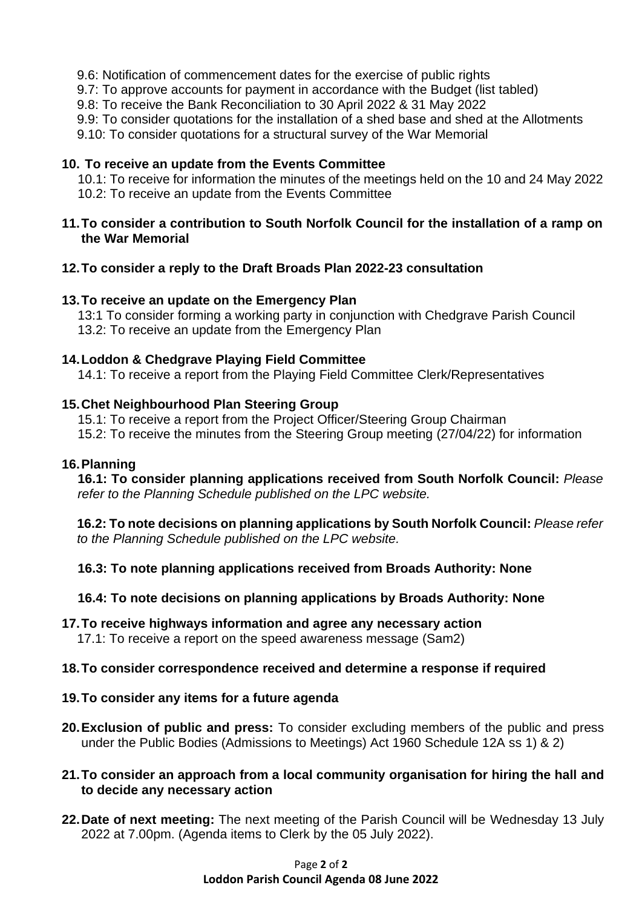9.6: Notification of commencement dates for the exercise of public rights
9.7: To approve accounts for payment in accordance with the Budget (list tabled)
9.8: To receive the Bank Reconciliation to 30 April 2022 & 31 May 2022
9.9: To consider quotations for the installation of a shed base and shed at the Allotments
9.10: To consider quotations for a structural survey of the War Memorial

**10. To receive an update from the Events Committee**
10.1: To receive for information the minutes of the meetings held on the 10 and 24 May 2022
10.2: To receive an update from the Events Committee

**11. To consider a contribution to South Norfolk Council for the installation of a ramp on the War Memorial**

**12. To consider a reply to the Draft Broads Plan 2022-23 consultation**

**13. To receive an update on the Emergency Plan**
13:1 To consider forming a working party in conjunction with Chedgrave Parish Council
13.2: To receive an update from the Emergency Plan

**14. Loddon & Chedgrave Playing Field Committee**
14.1: To receive a report from the Playing Field Committee Clerk/Representatives

**15. Chet Neighbourhood Plan Steering Group**
15.1: To receive a report from the Project Officer/Steering Group Chairman
15.2: To receive the minutes from the Steering Group meeting (27/04/22) for information

**16. Planning**
**16.1: To consider planning applications received from South Norfolk Council:** *Please refer to the Planning Schedule published on the LPC website.*

**16.2: To note decisions on planning applications by South Norfolk Council:** *Please refer to the Planning Schedule published on the LPC website.*

**16.3: To note planning applications received from Broads Authority: None**

**16.4: To note decisions on planning applications by Broads Authority: None**

**17. To receive highways information and agree any necessary action**
17.1: To receive a report on the speed awareness message (Sam2)

**18. To consider correspondence received and determine a response if required**

**19. To consider any items for a future agenda**

**20. Exclusion of public and press:** To consider excluding members of the public and press under the Public Bodies (Admissions to Meetings) Act 1960 Schedule 12A ss 1) & 2)

**21. To consider an approach from a local community organisation for hiring the hall and to decide any necessary action**

**22. Date of next meeting:** The next meeting of the Parish Council will be Wednesday 13 July 2022 at 7.00pm. (Agenda items to Clerk by the 05 July 2022).